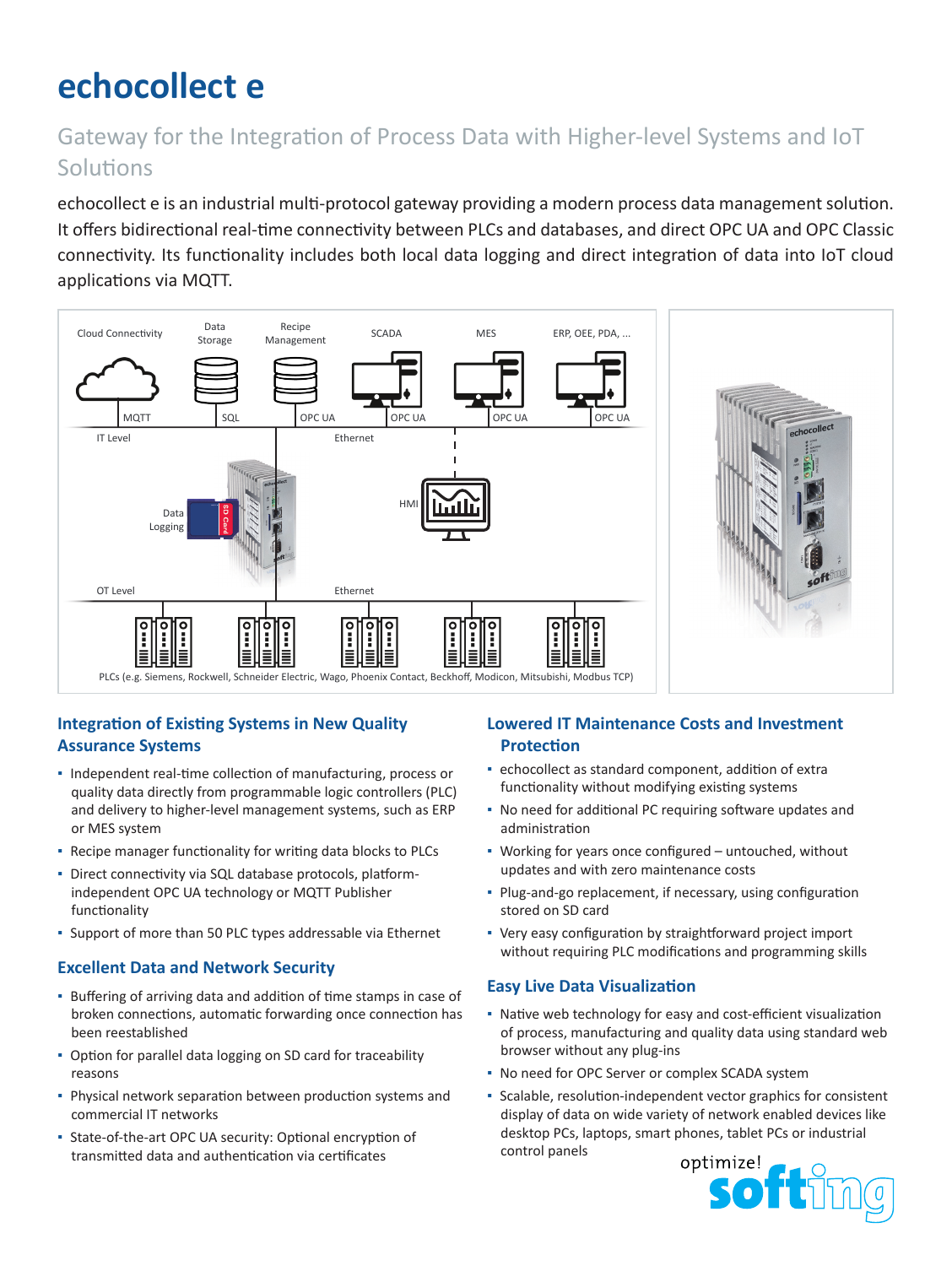# echocollect e

## Gateway for the Integration of Process Data with Higher-level Systems and IoT Solutions

echocollect e is an industrial multi-protocol gateway providing a modern process data management solution. It offers bidirectional real-time connectivity between PLCs and databases, and direct OPC UA and OPC Classic connectivity. Its functionality includes both local data logging and direct integration of data into IoT cloud applications via MQTT.

### Integration of Existing Systems in New Quality Assurance Systems

- Independent real-time collection of manufacturing, process or quality data directly from programmable logic controllers (PLC) and delivery to higher-level management systems, such as ERP or MES system
- Recipe manager functionality for writing data blocks to PLCs
- Direct connectivity via SQL database protocols, platform-independent OPC UA technology or MQTT Publisher functionality
- Support of more than 50 PLC types addressable via Ethernet

### Excellent Data and Network Security

- Buffering of arriving data and addition of time stamps in case of broken connections, automatic forwarding once connection has been reestablished
- Option for parallel data logging on SD card for traceability reasons
- Physical network separation between production systems and commercial IT networks
- State-of-the-art OPC UA security: Optional encryption of transmitted data and authentication via certificates

### Lowered IT Maintenance Costs and Investment Protection

- echocollect as standard component, addition of extra functionality without modifying existing systems
- No need for additional PC requiring software updates and administration
- Working for years once configured – untouched, without updates and with zero maintenance costs
- Plug-and-go replacement, if necessary, using configuration stored on SD card
- Very easy configuration by straightforward project import without requiring PLC modifications and programming skills

### Easy Live Data Visualization

- Native web technology for easy and cost-efficient visualization of process, manufacturing and quality data using standard web browser without any plug-ins
- No need for OPC Server or complex SCADA system
- Scalable, resolution-independent vector graphics for consistent display of data on wide variety of network enabled devices like desktop PCs, laptops, smart phones, tablet PCs or industrial control panels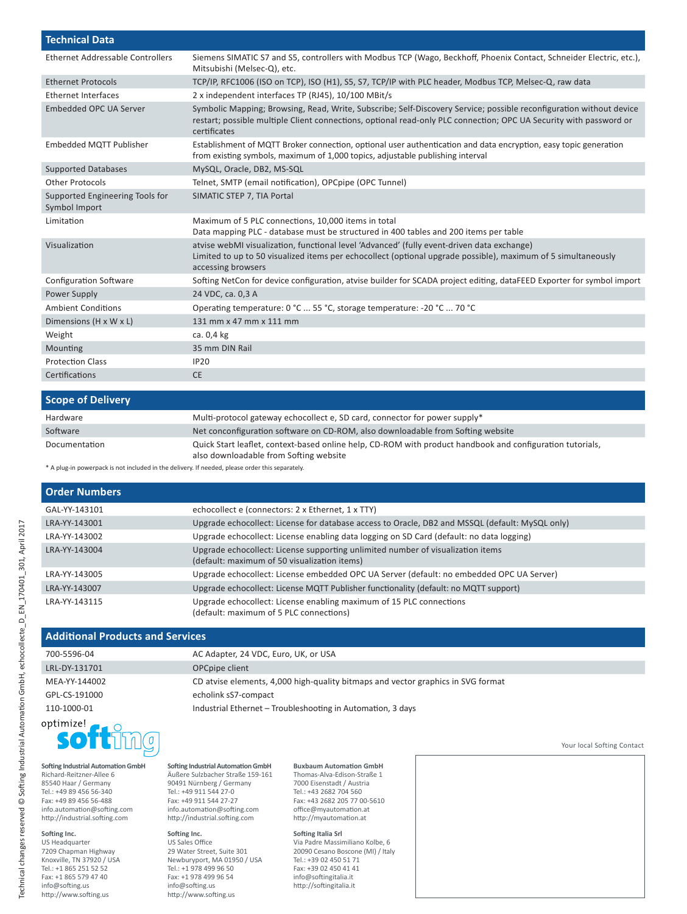## Technical Data

| | |
|---|---|
| Ethernet Addressable Controllers | Siemens SIMATIC S7 and S5, controllers with Modbus TCP (Wago, Beckhoff, Phoenix Contact, Schneider Electric, etc.), Mitsubishi (Melsec-Q), etc. |
| Ethernet Protocols | TCP/IP, RFC1006 (ISO on TCP), ISO (H1), S5, S7, TCP/IP with PLC header, Modbus TCP, Melsec-Q, raw data |
| Ethernet Interfaces | 2 x independent interfaces TP (RJ45), 10/100 MBit/s |
| Embedded OPC UA Server | Symbolic Mapping; Browsing, Read, Write, Subscribe; Self-Discovery Service; possible reconfiguration without device restart; possible multiple Client connections, optional read-only PLC connection; OPC UA Security with password or certificates |
| Embedded MQTT Publisher | Establishment of MQTT Broker connection, optional user authentication and data encryption, easy topic generation from existing symbols, maximum of 1,000 topics, adjustable publishing interval |
| Supported Databases | MySQL, Oracle, DB2, MS-SQL |
| Other Protocols | Telnet, SMTP (email notification), OPCpipe (OPC Tunnel) |
| Supported Engineering Tools for Symbol Import | SIMATIC STEP 7, TIA Portal |
| Limitation | Maximum of 5 PLC connections, 10,000 items in total<br>Data mapping PLC - database must be structured in 400 tables and 200 items per table |
| Visualization | atvise webMI visualization, functional level 'Advanced' (fully event-driven data exchange)<br>Limited to up to 50 visualized items per echocollect (optional upgrade possible), maximum of 5 simultaneously accessing browsers |
| Configuration Software | Softing NetCon for device configuration, atvise builder for SCADA project editing, dataFEED Exporter for symbol import |
| Power Supply | 24 VDC, ca. 0,3 A |
| Ambient Conditions | Operating temperature: 0 °C ... 55 °C, storage temperature: -20 °C ... 70 °C |
| Dimensions (H x W x L) | 131 mm x 47 mm x 111 mm |
| Weight | ca. 0,4 kg |
| Mounting | 35 mm DIN Rail |
| Protection Class | IP20 |
| Certifications | CE |

## Scope of Delivery

| | |
|---|---|
| Hardware | Multi-protocol gateway echocollect e, SD card, connector for power supply* |
| Software | Net conconfiguration software on CD-ROM, also downloadable from Softing website |
| Documentation | Quick Start leaflet, context-based online help, CD-ROM with product handbook and configuration tutorials, also downloadable from Softing website |

* A plug-in powerpack is not included in the delivery. If needed, please order this separately.

## Order Numbers

| | |
|---|---|
| GAL-YY-143101 | echocollect e (connectors: 2 x Ethernet, 1 x TTY) |
| LRA-YY-143001 | Upgrade echocollect: License for database access to Oracle, DB2 and MSSQL (default: MySQL only) |
| LRA-YY-143002 | Upgrade echocollect: License enabling data logging on SD Card (default: no data logging) |
| LRA-YY-143004 | Upgrade echocollect: License supporting unlimited number of visualization items<br>(default: maximum of 50 visualization items) |
| LRA-YY-143005 | Upgrade echocollect: License embedded OPC UA Server (default: no embedded OPC UA Server) |
| LRA-YY-143007 | Upgrade echocollect: License MQTT Publisher functionality (default: no MQTT support) |
| LRA-YY-143115 | Upgrade echocollect: License enabling maximum of 15 PLC connections<br>(default: maximum of 5 PLC connections) |

## Additional Products and Services

| | |
|---|---|
| 700-5596-04 | AC Adapter, 24 VDC, Euro, UK, or USA |
| LRL-DY-131701 | OPCpipe client |
| MEA-YY-144002 | CD atvise elements, 4,000 high-quality bitmaps and vector graphics in SVG format |
| GPL-CS-191000 | echolink sS7-compact |
| 110-1000-01 | Industrial Ethernet – Troubleshooting in Automation, 3 days |

optimize! softing

**Softing Industrial Automation GmbH**
Richard-Reitzner-Allee 6
85540 Haar / Germany
Tel.: +49 89 456 56-340
Fax: +49 89 456 56-488
info.automation@softing.com
http://industrial.softing.com

**Softing Inc.**
US Headquarter
7209 Chapman Highway
Knoxville, TN 37920 / USA
Tel.: +1 865 251 52 52
Fax: +1 865 579 47 40
info@softing.us
http://www.softing.us

**Softing Industrial Automation GmbH**
Äußere Sulzbacher Straße 159-161
90491 Nürnberg / Germany
Tel.: +49 911 544 27-0
Fax: +49 911 544 27-27
info.automation@softing.com
http://industrial.softing.com

**Softing Inc.**
US Sales Office
29 Water Street, Suite 301
Newburyport, MA 01950 / USA
Tel.: +1 978 499 96 50
Fax: +1 978 499 96 54
info@softing.us
http://www.softing.us

**Buxbaum Automation GmbH**
Thomas-Alva-Edison-Straße 1
7000 Eisenstadt / Austria
Tel.: +43 2682 704 560
Fax: +43 2682 205 77 00-5610
office@myautomation.at
http://myautomation.at

**Softing Italia Srl**
Via Padre Massimiliano Kolbe, 6
20090 Cesano Boscone (MI) / Italy
Tel.: +39 02 450 51 71
Fax: +39 02 450 41 41
info@softingitalia.it
http://softingitalia.it

Your local Softing Contact

Technical changes reserved © Softing Industrial Automation GmbH, echocollecte_D_EN_170401_301, April 2017